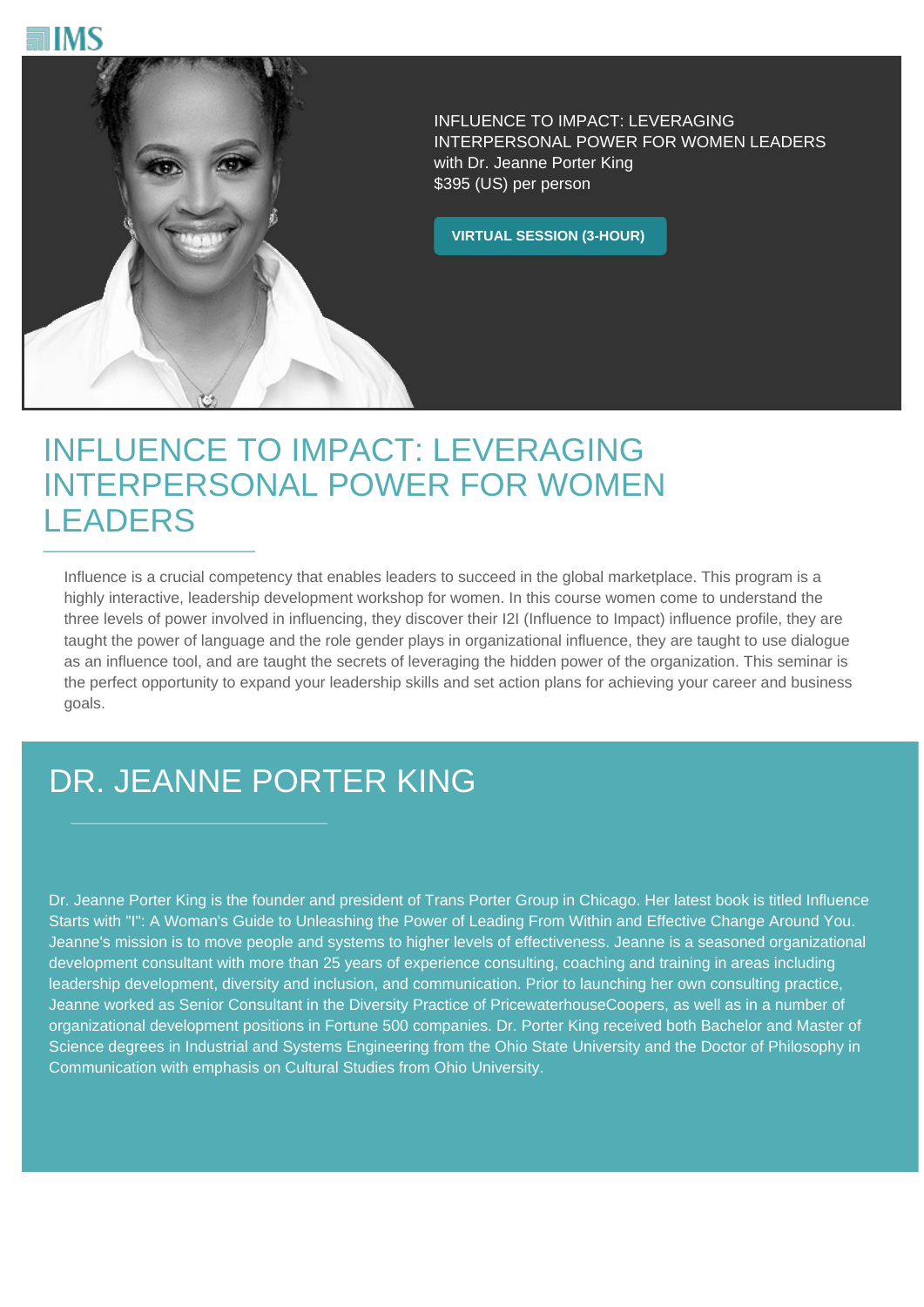IMS

INFLUENCE TO IMPACT: LEVERAGING INTERPERSONAL POWER FOR WOMEN LEADERS
with Dr. Jeanne Porter King
$395 (US) per person

**VIRTUAL SESSION (3-HOUR)**

# INFLUENCE TO IMPACT: LEVERAGING INTERPERSONAL POWER FOR WOMEN LEADERS

Influence is a crucial competency that enables leaders to succeed in the global marketplace. This program is a highly interactive, leadership development workshop for women. In this course women come to understand the three levels of power involved in influencing, they discover their I2I (Influence to Impact) influence profile, they are taught the power of language and the role gender plays in organizational influence, they are taught to use dialogue as an influence tool, and are taught the secrets of leveraging the hidden power of the organization. This seminar is the perfect opportunity to expand your leadership skills and set action plans for achieving your career and business goals.

## DR. JEANNE PORTER KING

Dr. Jeanne Porter King is the founder and president of Trans Porter Group in Chicago. Her latest book is titled Influence Starts with "I": A Woman's Guide to Unleashing the Power of Leading From Within and Effective Change Around You. Jeanne's mission is to move people and systems to higher levels of effectiveness. Jeanne is a seasoned organizational development consultant with more than 25 years of experience consulting, coaching and training in areas including leadership development, diversity and inclusion, and communication. Prior to launching her own consulting practice, Jeanne worked as Senior Consultant in the Diversity Practice of PricewaterhouseCoopers, as well as in a number of organizational development positions in Fortune 500 companies. Dr. Porter King received both Bachelor and Master of Science degrees in Industrial and Systems Engineering from the Ohio State University and the Doctor of Philosophy in Communication with emphasis on Cultural Studies from Ohio University.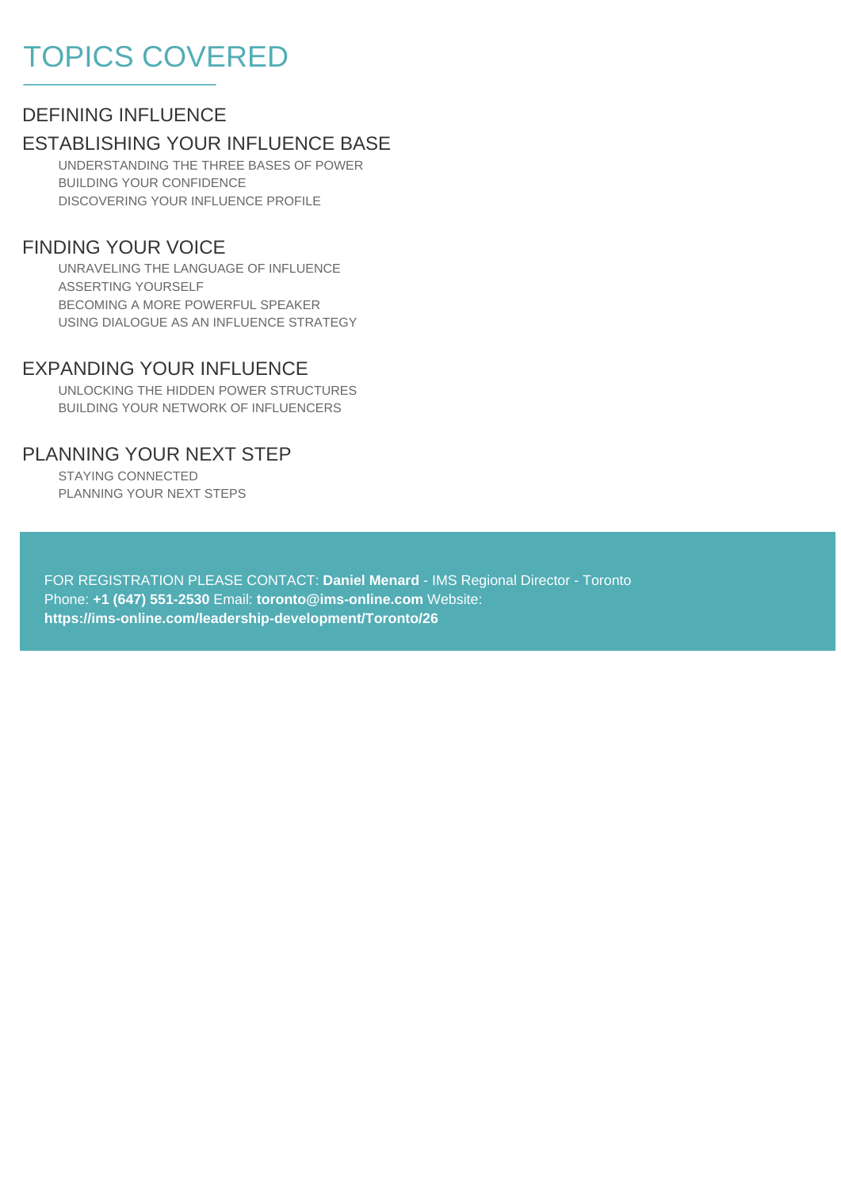# TOPICS COVERED

## DEFINING INFLUENCE

## ESTABLISHING YOUR INFLUENCE BASE

- UNDERSTANDING THE THREE BASES OF POWER
- BUILDING YOUR CONFIDENCE
- DISCOVERING YOUR INFLUENCE PROFILE

## FINDING YOUR VOICE

- UNRAVELING THE LANGUAGE OF INFLUENCE
- ASSERTING YOURSELF
- BECOMING A MORE POWERFUL SPEAKER
- USING DIALOGUE AS AN INFLUENCE STRATEGY

## EXPANDING YOUR INFLUENCE

- UNLOCKING THE HIDDEN POWER STRUCTURES
- BUILDING YOUR NETWORK OF INFLUENCERS

## PLANNING YOUR NEXT STEP

- STAYING CONNECTED
- PLANNING YOUR NEXT STEPS

FOR REGISTRATION PLEASE CONTACT: **Daniel Menard** - IMS Regional Director - Toronto
Phone: **+1 (647) 551-2530** Email: **toronto@ims-online.com** Website:
**https://ims-online.com/leadership-development/Toronto/26**